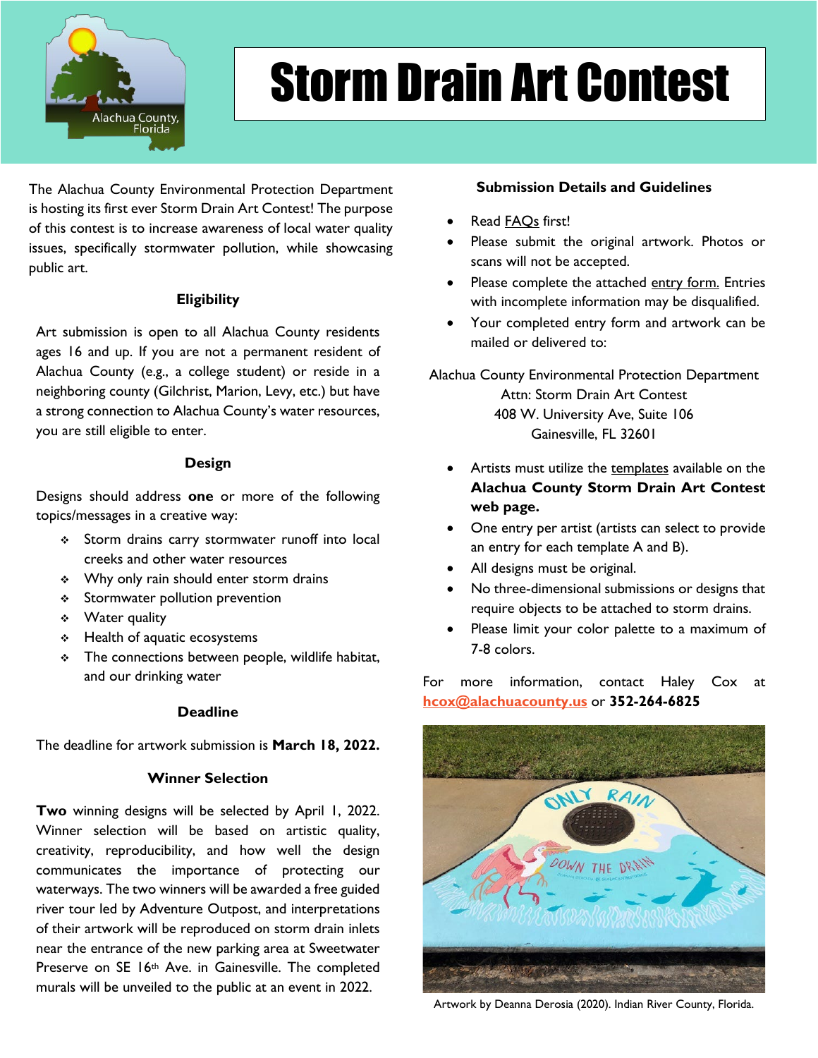# Storm Drain Art Contest

The Alachua County Environmental Protection Department is hosting its first ever Storm Drain Art Contest! The purpose of this contest is to increase awareness of local water quality issues, specifically stormwater pollution, while showcasing public art.

### Eligibility

Art submission is open to all Alachua County residents ages 16 and up. If you are not a permanent resident of Alachua County (e.g., a college student) or reside in a neighboring county (Gilchrist, Marion, Levy, etc.) but have a strong connection to Alachua County's water resources, you are still eligible to enter.

### Design

Designs should address **one** or more of the following topics/messages in a creative way:

- Storm drains carry stormwater runoff into local creeks and other water resources
- Why only rain should enter storm drains
- Stormwater pollution prevention
- Water quality
- Health of aquatic ecosystems
- The connections between people, wildlife habitat, and our drinking water

### Deadline

The deadline for artwork submission is **March 18, 2022.**

### Winner Selection

**Two** winning designs will be selected by April 1, 2022. Winner selection will be based on artistic quality, creativity, reproducibility, and how well the design communicates the importance of protecting our waterways. The two winners will be awarded a free guided river tour led by Adventure Outpost, and interpretations of their artwork will be reproduced on storm drain inlets near the entrance of the new parking area at Sweetwater Preserve on SE 16th Ave. in Gainesville. The completed murals will be unveiled to the public at an event in 2022.

### Submission Details and Guidelines

- Read FAQs first!
- Please submit the original artwork. Photos or scans will not be accepted.
- Please complete the attached entry form. Entries with incomplete information may be disqualified.
- Your completed entry form and artwork can be mailed or delivered to:

Alachua County Environmental Protection Department
Attn: Storm Drain Art Contest
408 W. University Ave, Suite 106
Gainesville, FL 32601

- Artists must utilize the templates available on the **Alachua County Storm Drain Art Contest web page.**
- One entry per artist (artists can select to provide an entry for each template A and B).
- All designs must be original.
- No three-dimensional submissions or designs that require objects to be attached to storm drains.
- Please limit your color palette to a maximum of 7-8 colors.

For more information, contact Haley Cox at **hcox@alachuacounty.us** or **352-264-6825**

Artwork by Deanna Derosia (2020). Indian River County, Florida.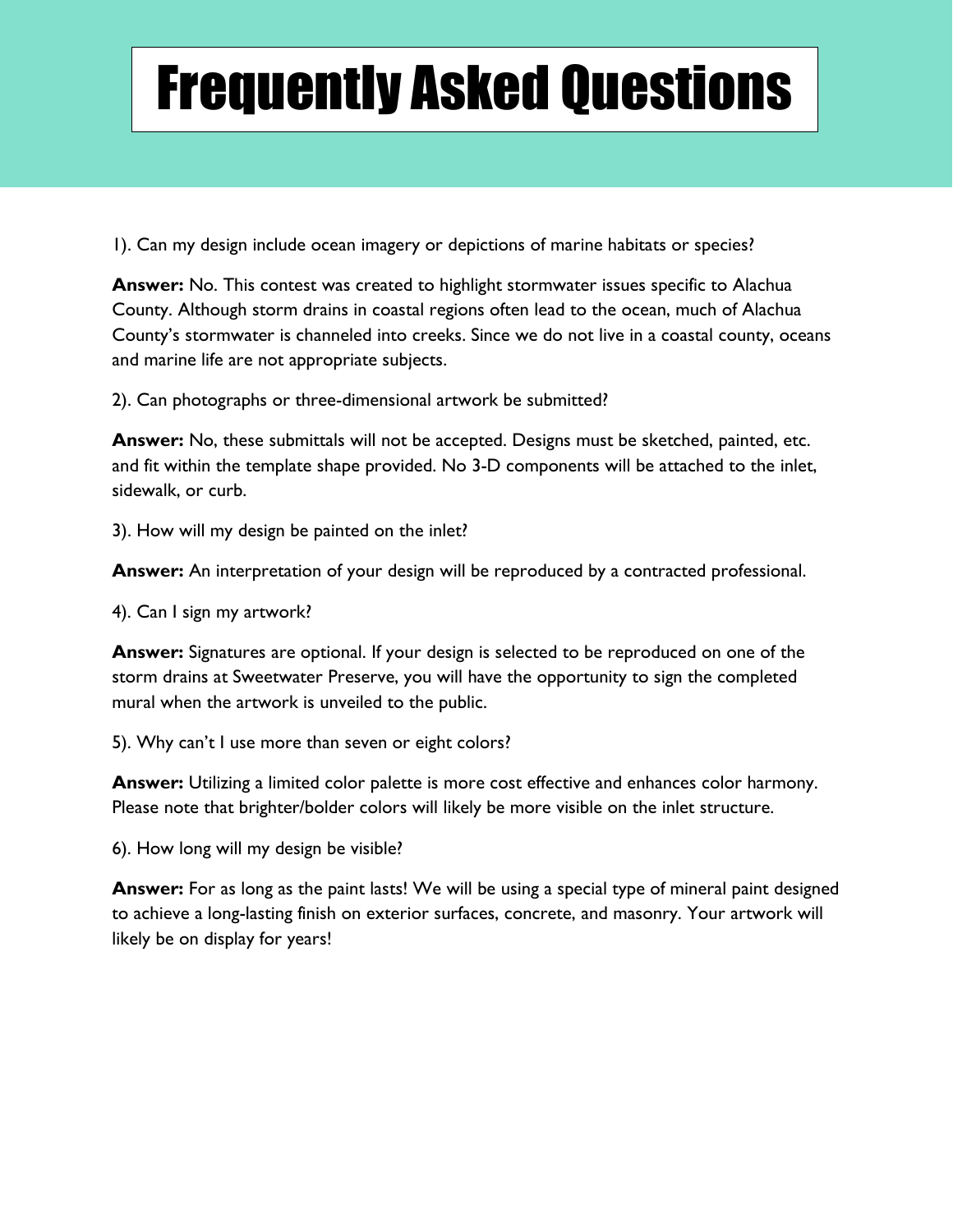# Frequently Asked Questions

1). Can my design include ocean imagery or depictions of marine habitats or species?

**Answer:** No. This contest was created to highlight stormwater issues specific to Alachua County. Although storm drains in coastal regions often lead to the ocean, much of Alachua County's stormwater is channeled into creeks. Since we do not live in a coastal county, oceans and marine life are not appropriate subjects.

2). Can photographs or three-dimensional artwork be submitted?

**Answer:** No, these submittals will not be accepted. Designs must be sketched, painted, etc. and fit within the template shape provided. No 3-D components will be attached to the inlet, sidewalk, or curb.

3). How will my design be painted on the inlet?

**Answer:** An interpretation of your design will be reproduced by a contracted professional.

4). Can I sign my artwork?

**Answer:** Signatures are optional. If your design is selected to be reproduced on one of the storm drains at Sweetwater Preserve, you will have the opportunity to sign the completed mural when the artwork is unveiled to the public.

5). Why can't I use more than seven or eight colors?

**Answer:** Utilizing a limited color palette is more cost effective and enhances color harmony. Please note that brighter/bolder colors will likely be more visible on the inlet structure.

6). How long will my design be visible?

**Answer:** For as long as the paint lasts! We will be using a special type of mineral paint designed to achieve a long-lasting finish on exterior surfaces, concrete, and masonry. Your artwork will likely be on display for years!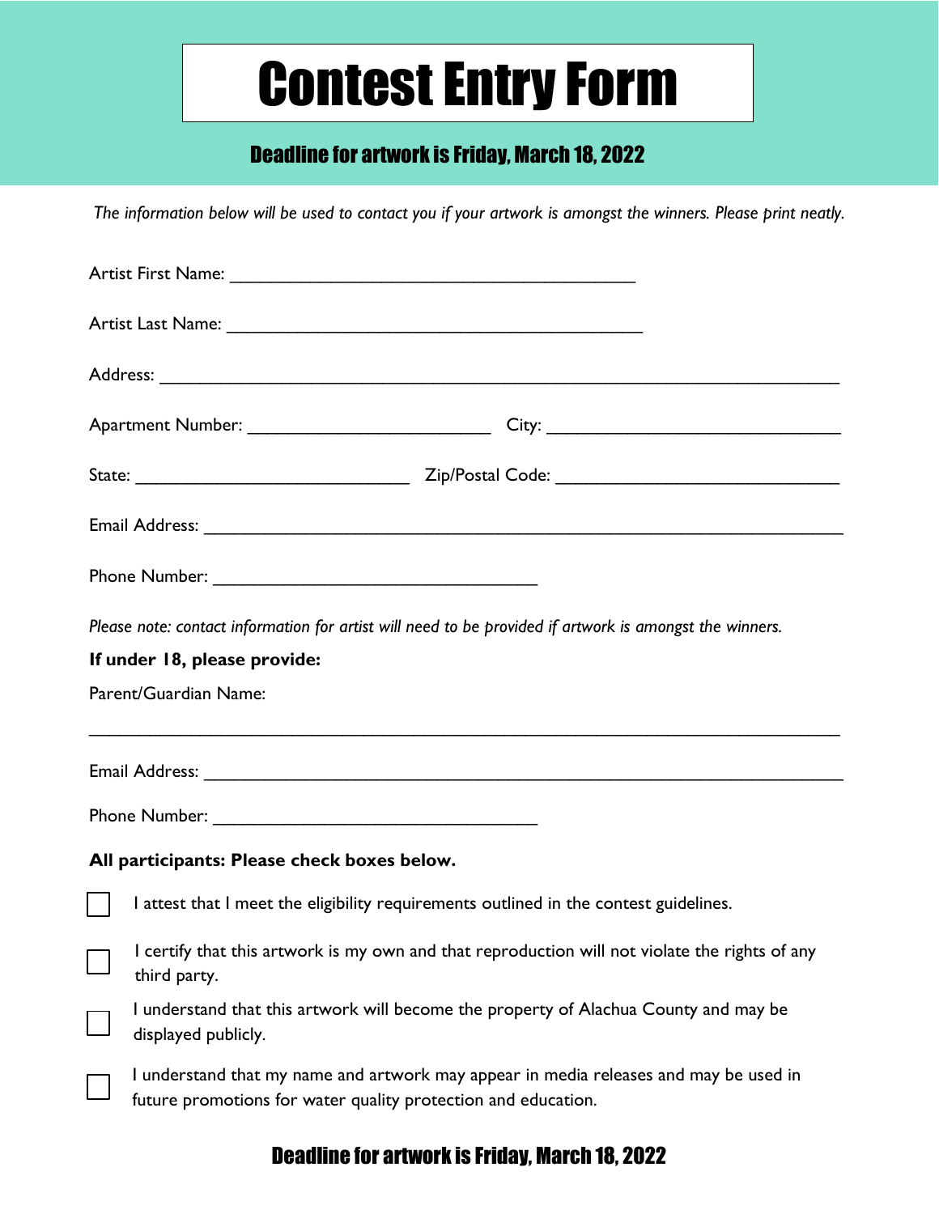# Contest Entry Form

## Deadline for artwork is Friday, March 18, 2022

*The information below will be used to contact you if your artwork is amongst the winners. Please print neatly.*

Artist First Name: ___________________________________________

Artist Last Name: ____________________________________________

Address: _________________________________________________________________________

Apartment Number: __________________________ City: _______________________________

State: _____________________________ Zip/Postal Code: ______________________________

Email Address: _____________________________________________________________________

Phone Number: __________________________________

*Please note: contact information for artist will need to be provided if artwork is amongst the winners.*

**If under 18, please provide:**

Parent/Guardian Name:

_________________________________________________________________________________

Email Address: _____________________________________________________________________

Phone Number: __________________________________

**All participants: Please check boxes below.**

- ☐ I attest that I meet the eligibility requirements outlined in the contest guidelines.
- ☐ I certify that this artwork is my own and that reproduction will not violate the rights of any third party.
- ☐ I understand that this artwork will become the property of Alachua County and may be displayed publicly.
- ☐ I understand that my name and artwork may appear in media releases and may be used in future promotions for water quality protection and education.

## Deadline for artwork is Friday, March 18, 2022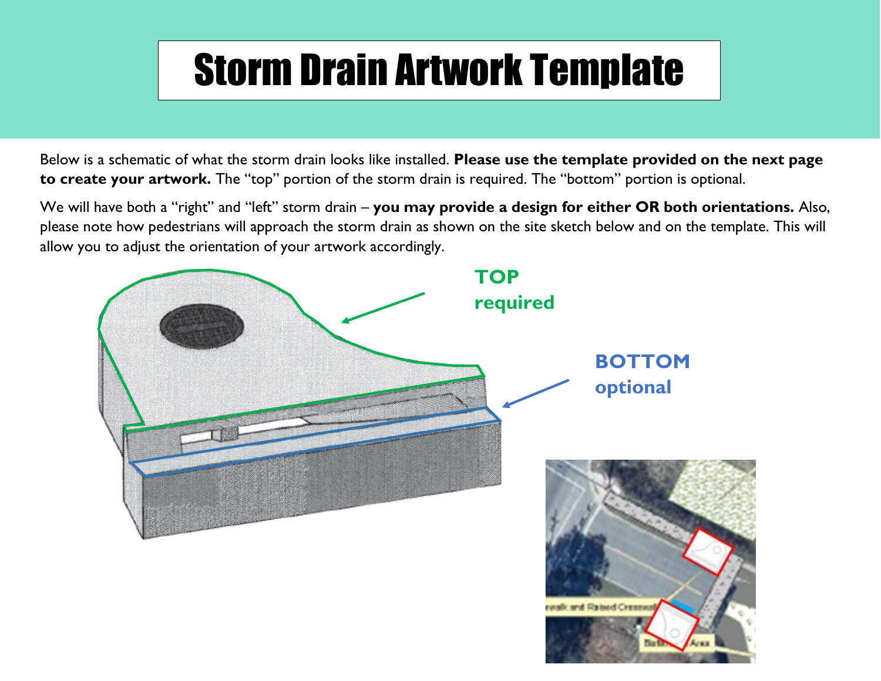# Storm Drain Artwork Template

Below is a schematic of what the storm drain looks like installed. **Please use the template provided on the next page to create your artwork.** The "top" portion of the storm drain is required. The "bottom" portion is optional.

We will have both a "right" and "left" storm drain – **you may provide a design for either OR both orientations.** Also, please note how pedestrians will approach the storm drain as shown on the site sketch below and on the template. This will allow you to adjust the orientation of your artwork accordingly.

**TOP**
**required**

**BOTTOM**
**optional**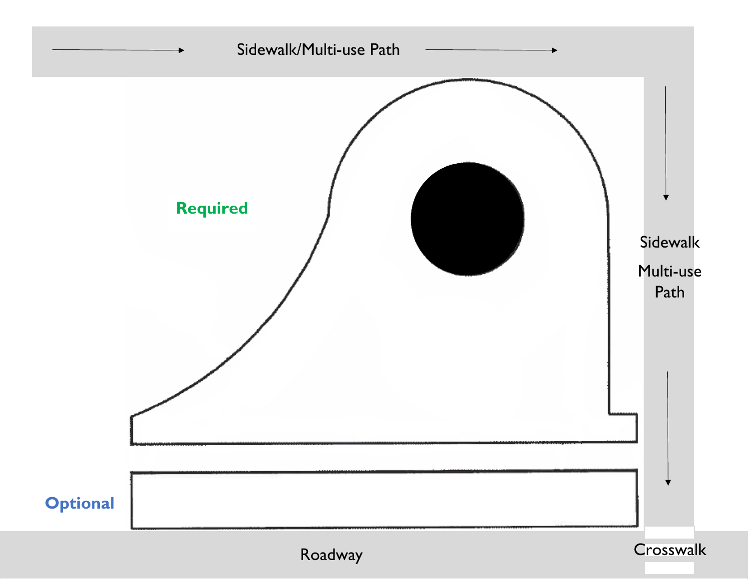Sidewalk/Multi-use Path

Required

Sidewalk

Multi-use Path

Optional

Roadway

Crosswalk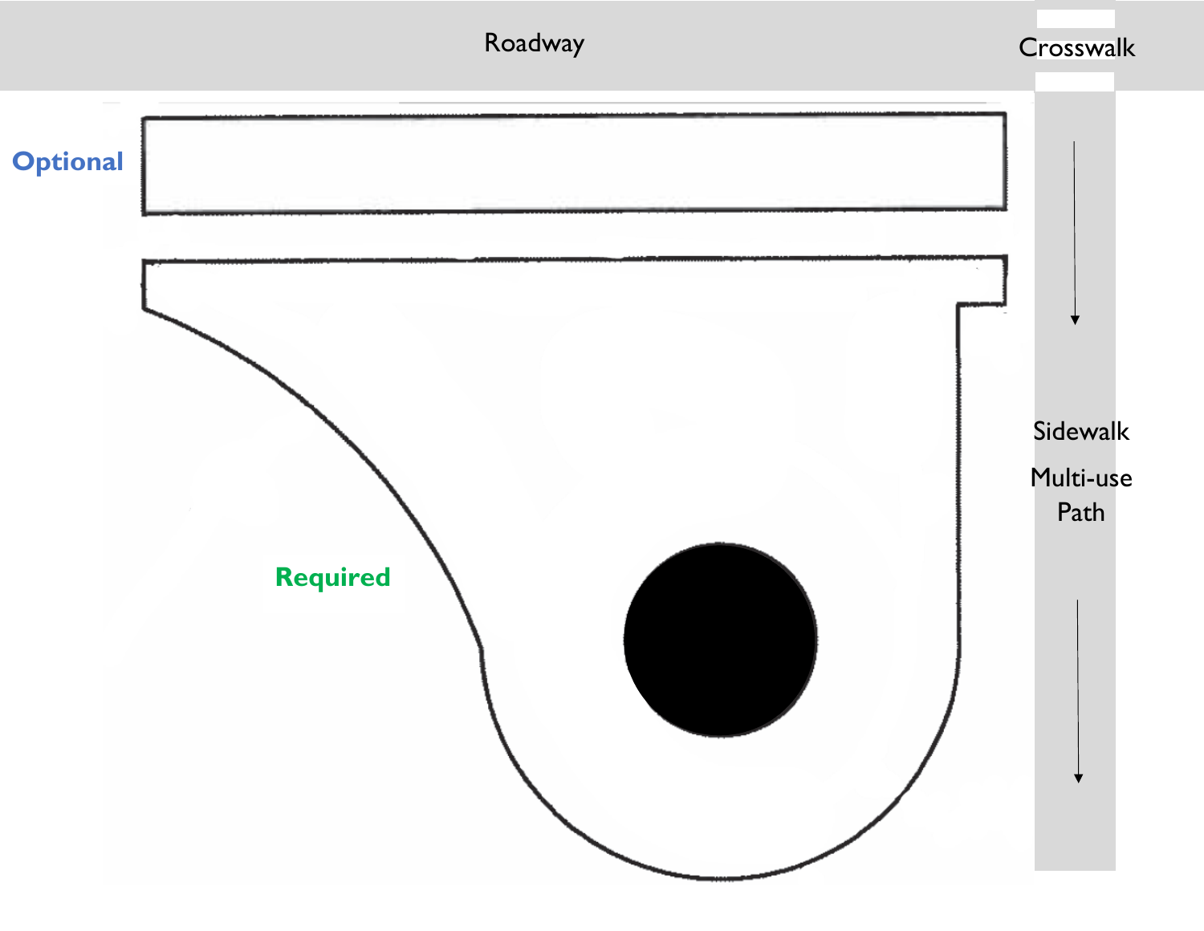Roadway

Crosswalk

Optional

Sidewalk

Multi-use Path

Required